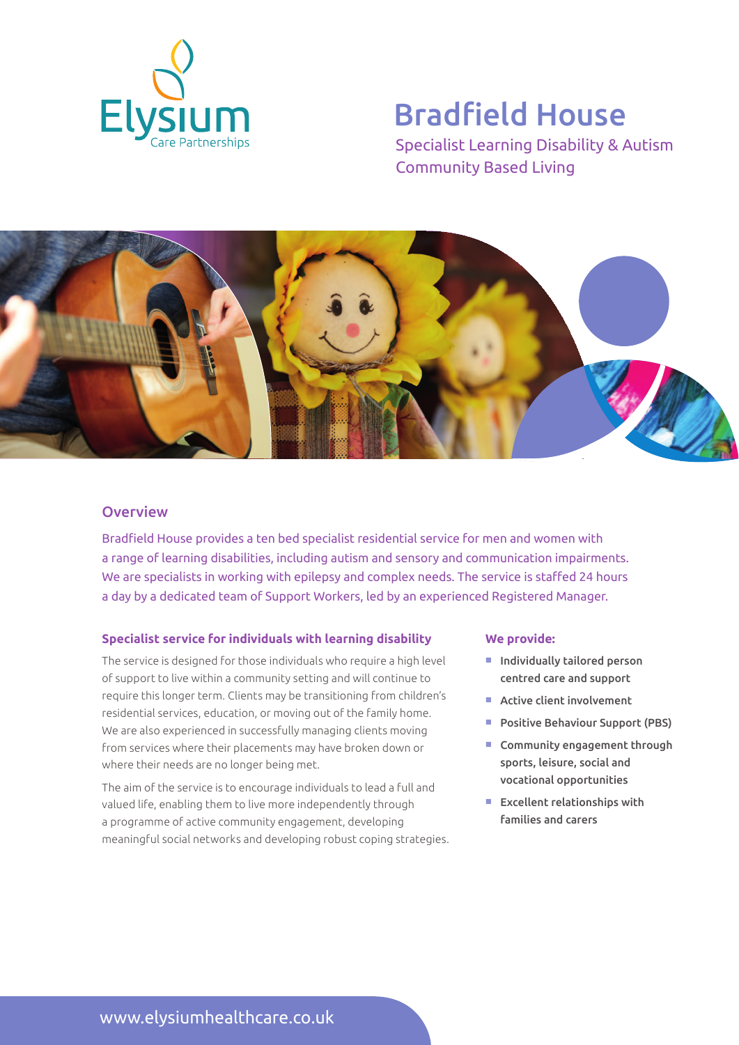Elysium
Care Partnerships

# Bradfield House

Specialist Learning Disability & Autism
Community Based Living

## Overview

Bradfield House provides a ten bed specialist residential service for men and women with a range of learning disabilities, including autism and sensory and communication impairments. We are specialists in working with epilepsy and complex needs. The service is staffed 24 hours a day by a dedicated team of Support Workers, led by an experienced Registered Manager.

### Specialist service for individuals with learning disability

The service is designed for those individuals who require a high level of support to live within a community setting and will continue to require this longer term. Clients may be transitioning from children's residential services, education, or moving out of the family home. We are also experienced in successfully managing clients moving from services where their placements may have broken down or where their needs are no longer being met.

The aim of the service is to encourage individuals to lead a full and valued life, enabling them to live more independently through a programme of active community engagement, developing meaningful social networks and developing robust coping strategies.

### We provide:

- Individually tailored person centred care and support
- Active client involvement
- Positive Behaviour Support (PBS)
- Community engagement through sports, leisure, social and vocational opportunities
- Excellent relationships with families and carers

www.elysiumhealthcare.co.uk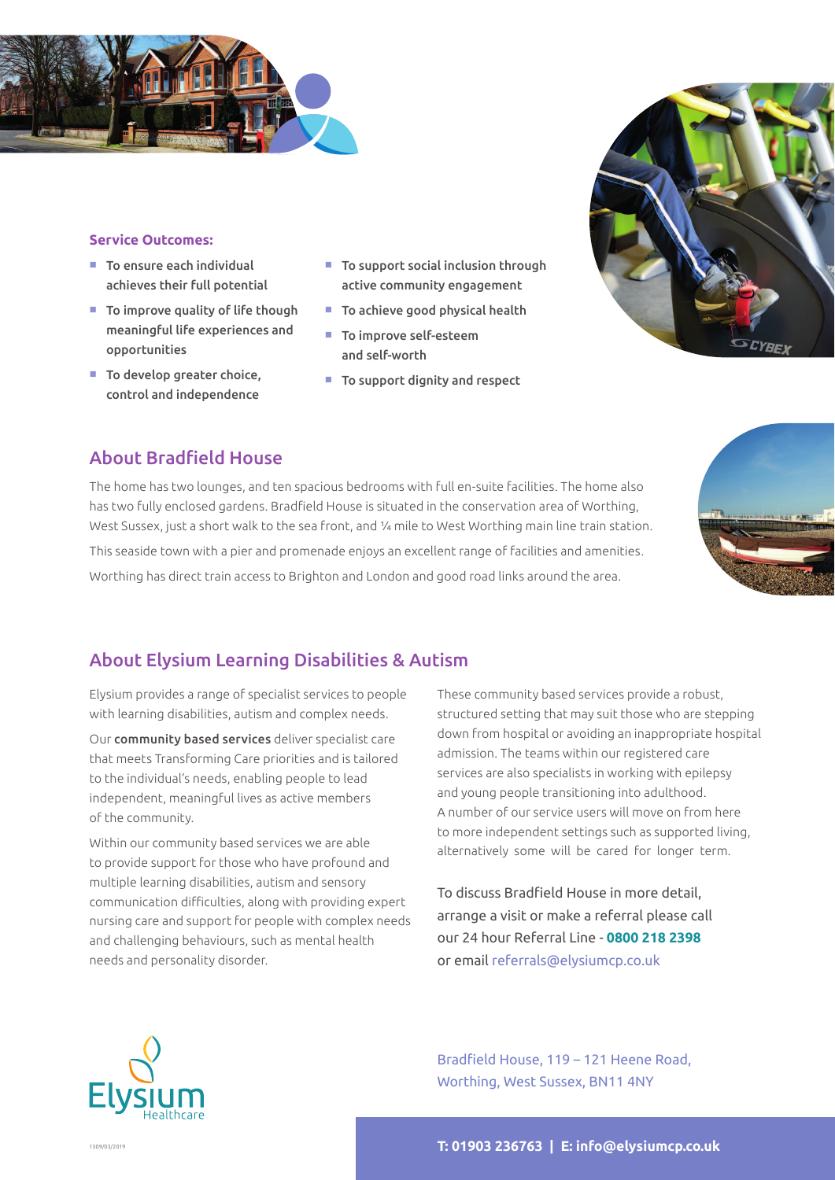**Service Outcomes:**

- To ensure each individual achieves their full potential
- To improve quality of life though meaningful life experiences and opportunities
- To develop greater choice, control and independence
- To support social inclusion through active community engagement
- To achieve good physical health
- To improve self-esteem and self-worth
- To support dignity and respect

## About Bradfield House

The home has two lounges, and ten spacious bedrooms with full en-suite facilities. The home also has two fully enclosed gardens. Bradfield House is situated in the conservation area of Worthing, West Sussex, just a short walk to the sea front, and ¼ mile to West Worthing main line train station.

This seaside town with a pier and promenade enjoys an excellent range of facilities and amenities.

Worthing has direct train access to Brighton and London and good road links around the area.

## About Elysium Learning Disabilities & Autism

Elysium provides a range of specialist services to people with learning disabilities, autism and complex needs.

Our **community based services** deliver specialist care that meets Transforming Care priorities and is tailored to the individual's needs, enabling people to lead independent, meaningful lives as active members of the community.

Within our community based services we are able to provide support for those who have profound and multiple learning disabilities, autism and sensory communication difficulties, along with providing expert nursing care and support for people with complex needs and challenging behaviours, such as mental health needs and personality disorder.

These community based services provide a robust, structured setting that may suit those who are stepping down from hospital or avoiding an inappropriate hospital admission. The teams within our registered care services are also specialists in working with epilepsy and young people transitioning into adulthood. A number of our service users will move on from here to more independent settings such as supported living, alternatively some will be cared for longer term.

To discuss Bradfield House in more detail, arrange a visit or make a referral please call our 24 hour Referral Line - **0800 218 2398** or email referrals@elysiumcp.co.uk

Elysium Healthcare

Bradfield House, 119 – 121 Heene Road, Worthing, West Sussex, BN11 4NY

1309/03/2019

**T: 01903 236763 | E: info@elysiumcp.co.uk**